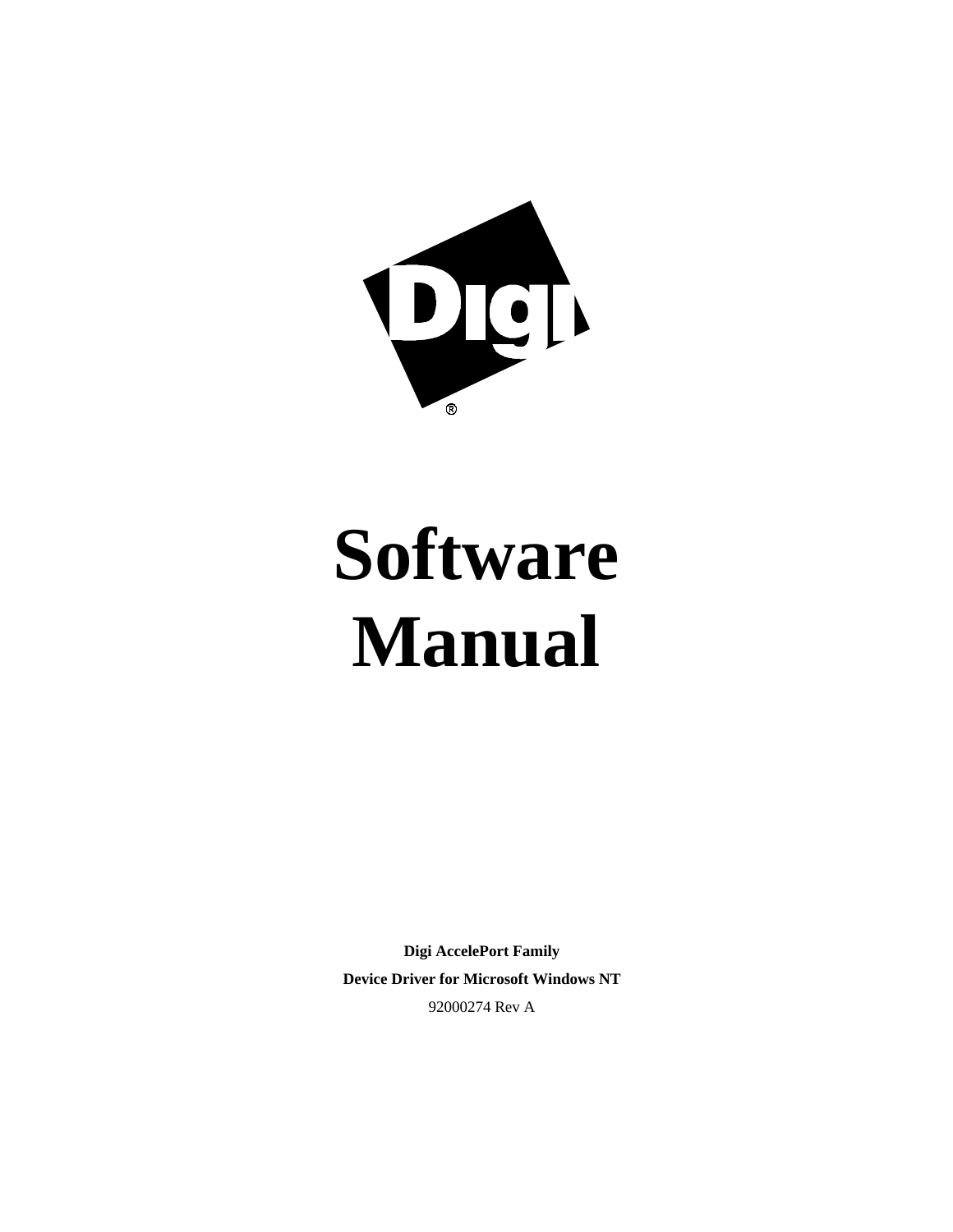# Software Manual

**Digi AccelePort Family**

**Device Driver for Microsoft Windows NT**

92000274 Rev A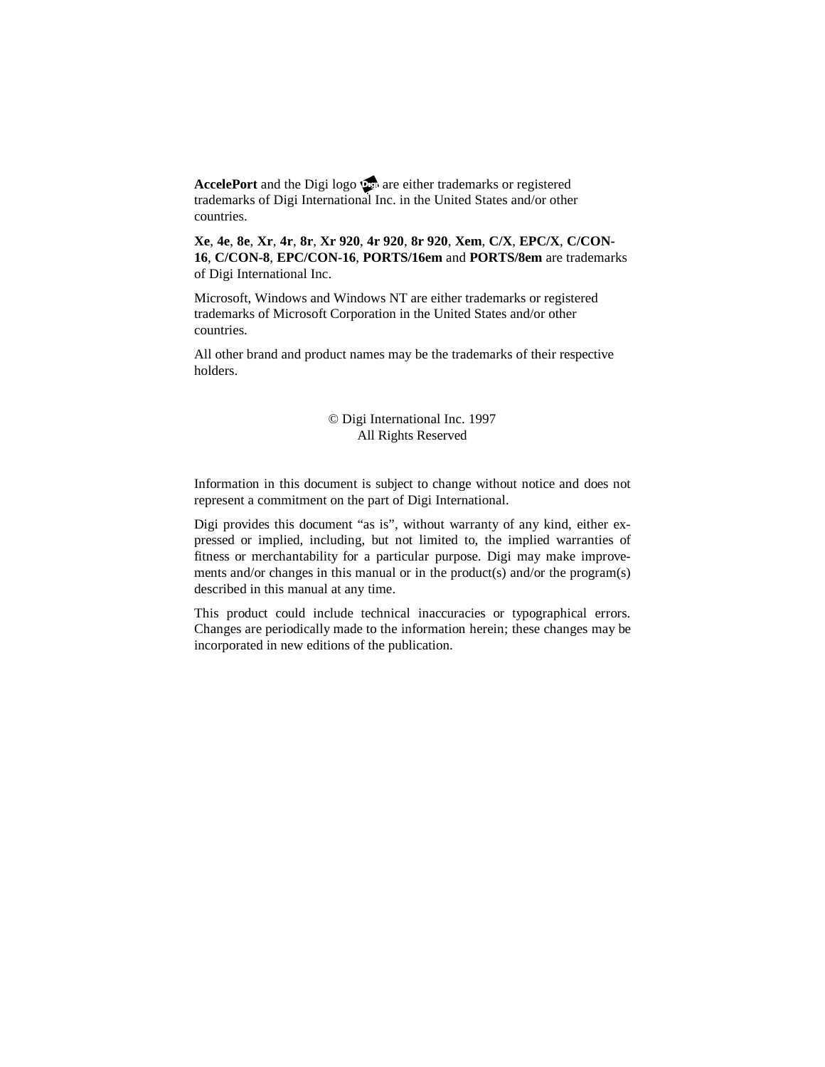**AccelePort** and the Digi logo are either trademarks or registered trademarks of Digi International Inc. in the United States and/or other countries.

**Xe**, **4e**, **8e**, **Xr**, **4r**, **8r**, **Xr 920**, **4r 920**, **8r 920**, **Xem**, **C/X**, **EPC/X**, **C/CON-16**, **C/CON-8**, **EPC/CON-16**, **PORTS/16em** and **PORTS/8em** are trademarks of Digi International Inc.

Microsoft, Windows and Windows NT are either trademarks or registered trademarks of Microsoft Corporation in the United States and/or other countries.

All other brand and product names may be the trademarks of their respective holders.

© Digi International Inc. 1997
All Rights Reserved

Information in this document is subject to change without notice and does not represent a commitment on the part of Digi International.

Digi provides this document "as is", without warranty of any kind, either expressed or implied, including, but not limited to, the implied warranties of fitness or merchantability for a particular purpose. Digi may make improvements and/or changes in this manual or in the product(s) and/or the program(s) described in this manual at any time.

This product could include technical inaccuracies or typographical errors. Changes are periodically made to the information herein; these changes may be incorporated in new editions of the publication.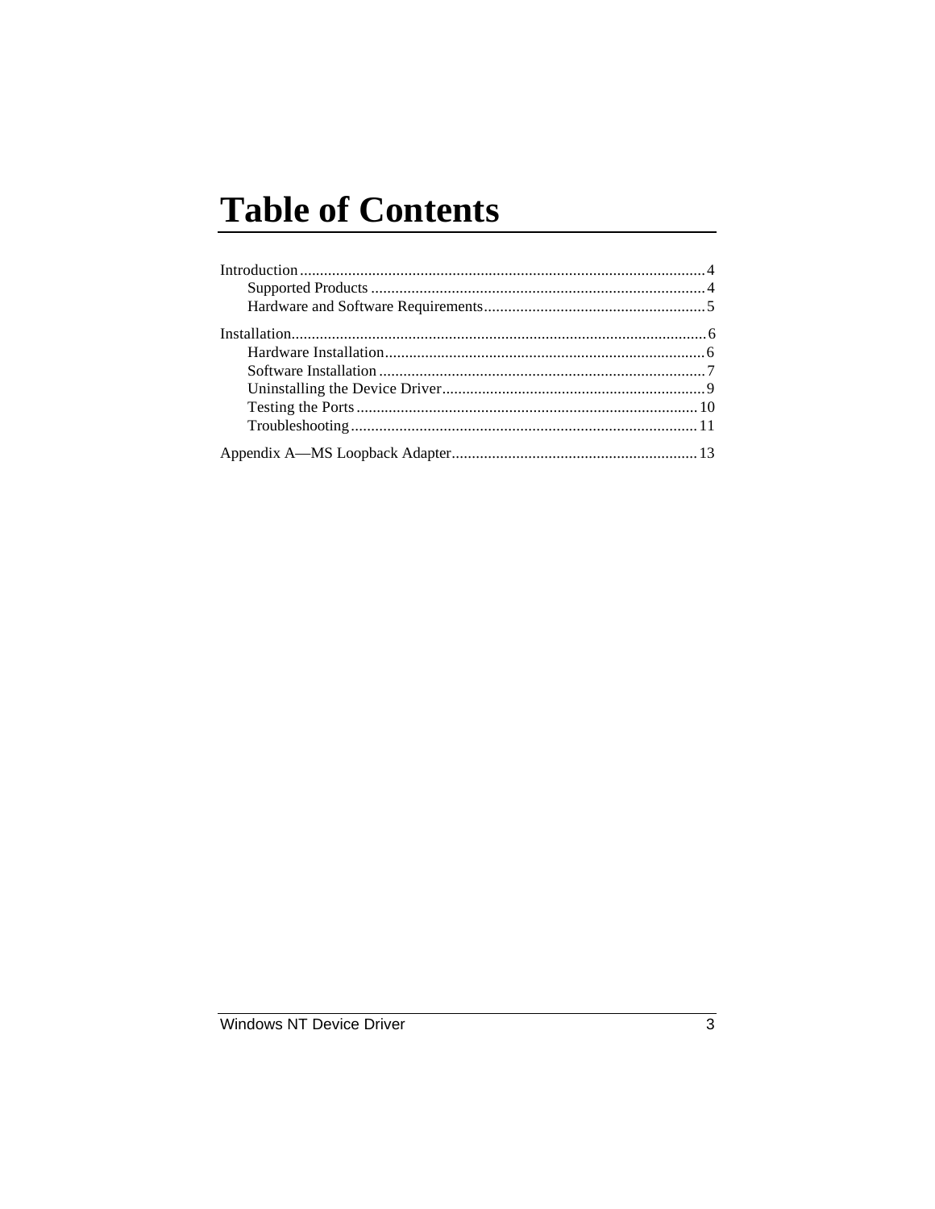# Table of Contents

Introduction....................................................................................................4
- Supported Products ..................................................................................4
- Hardware and Software Requirements.......................................................5

Installation.......................................................................................................6
- Hardware Installation...............................................................................6
- Software Installation ................................................................................7
- Uninstalling the Device Driver.................................................................9
- Testing the Ports.....................................................................................10
- Troubleshooting......................................................................................11

Appendix A—MS Loopback Adapter.............................................................13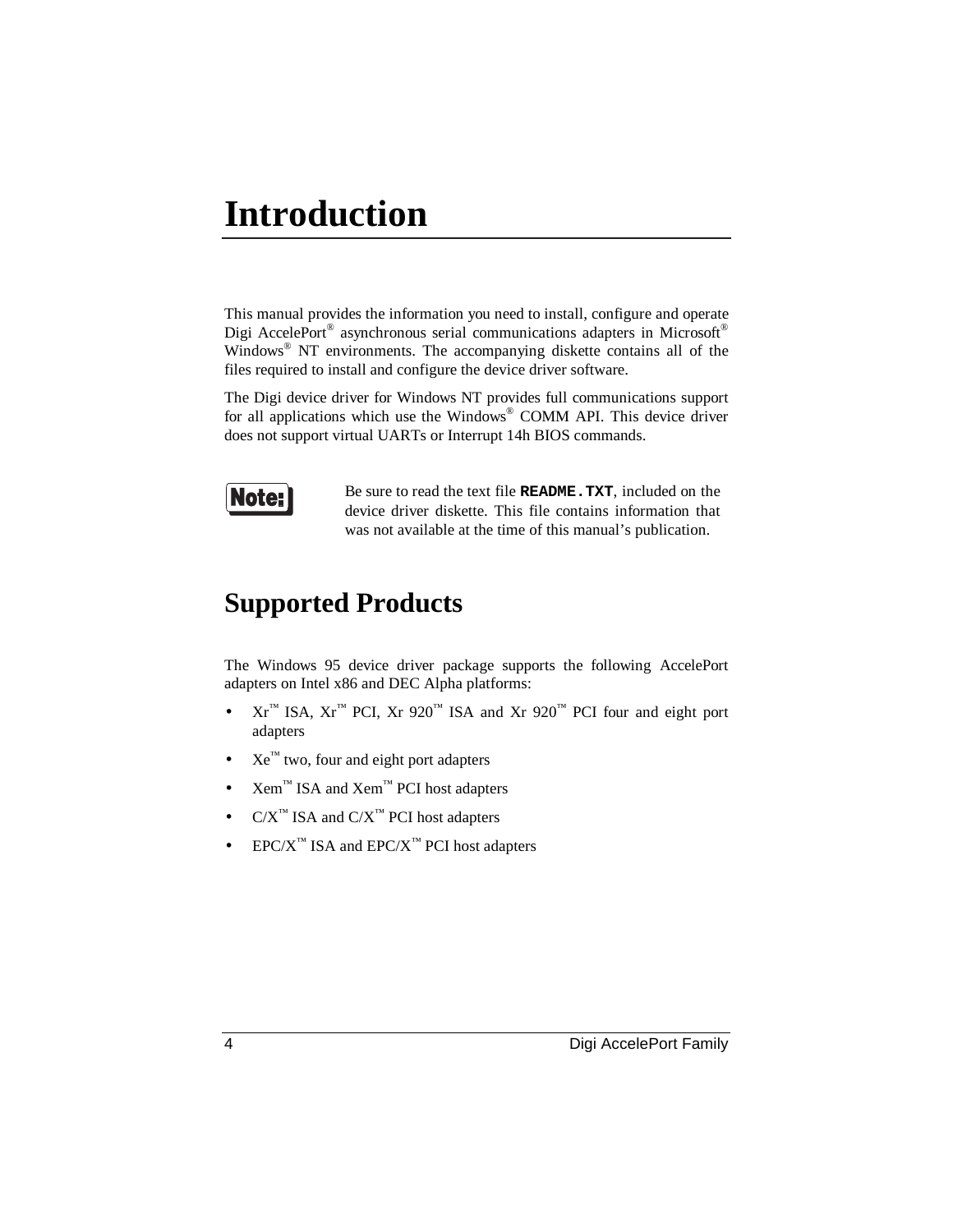# Introduction

This manual provides the information you need to install, configure and operate Digi AccelePort® asynchronous serial communications adapters in Microsoft® Windows® NT environments. The accompanying diskette contains all of the files required to install and configure the device driver software.

The Digi device driver for Windows NT provides full communications support for all applications which use the Windows® COMM API. This device driver does not support virtual UARTs or Interrupt 14h BIOS commands.

**Note:** Be sure to read the text file **`README.TXT`**, included on the device driver diskette. This file contains information that was not available at the time of this manual's publication.

## Supported Products

The Windows 95 device driver package supports the following AccelePort adapters on Intel x86 and DEC Alpha platforms:

- Xr™ ISA, Xr™ PCI, Xr 920™ ISA and Xr 920™ PCI four and eight port adapters
- Xe™ two, four and eight port adapters
- Xem™ ISA and Xem™ PCI host adapters
- C/X™ ISA and C/X™ PCI host adapters
- EPC/X™ ISA and EPC/X™ PCI host adapters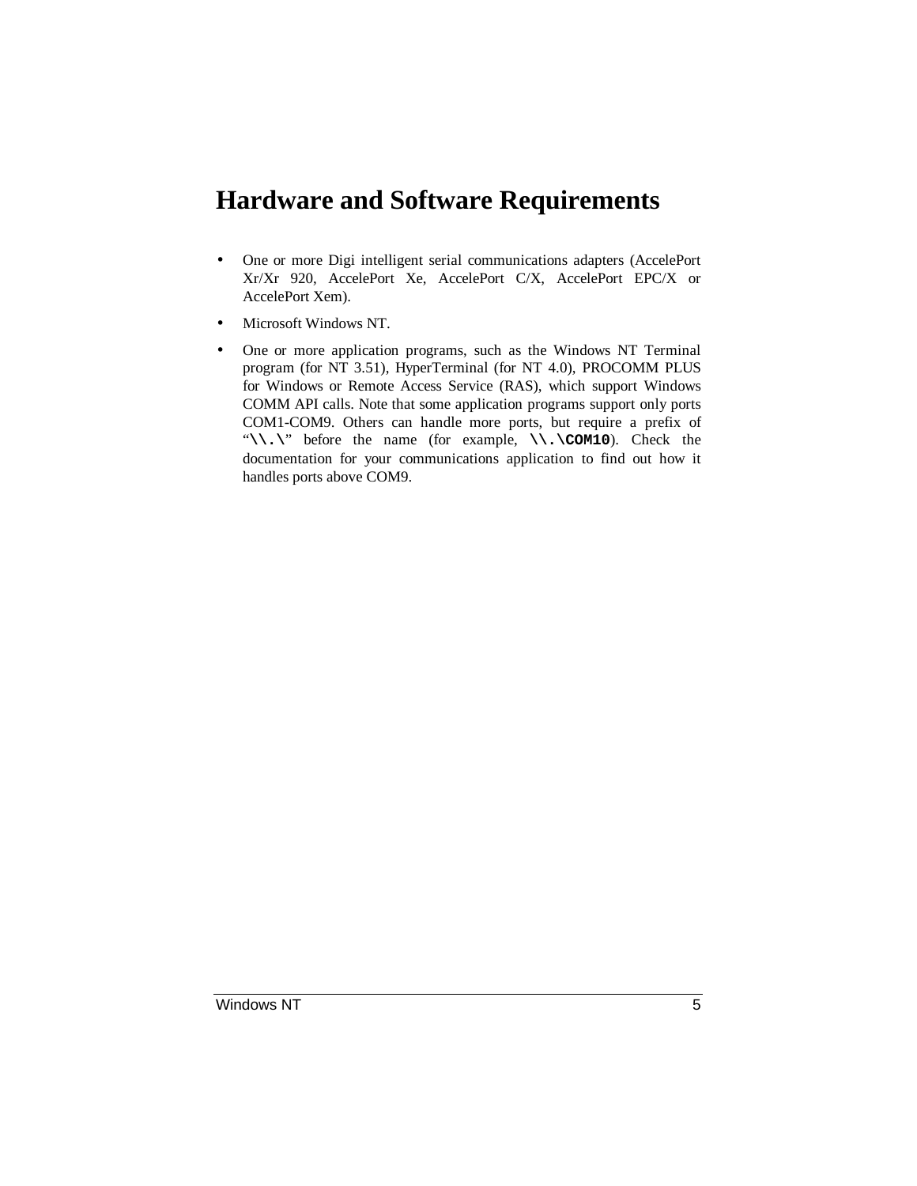# Hardware and Software Requirements

- One or more Digi intelligent serial communications adapters (AccelePort Xr/Xr 920, AccelePort Xe, AccelePort C/X, AccelePort EPC/X or AccelePort Xem).
- Microsoft Windows NT.
- One or more application programs, such as the Windows NT Terminal program (for NT 3.51), HyperTerminal (for NT 4.0), PROCOMM PLUS for Windows or Remote Access Service (RAS), which support Windows COMM API calls. Note that some application programs support only ports COM1-COM9. Others can handle more ports, but require a prefix of "**`\\.\`**" before the name (for example, **`\\.\COM10`**). Check the documentation for your communications application to find out how it handles ports above COM9.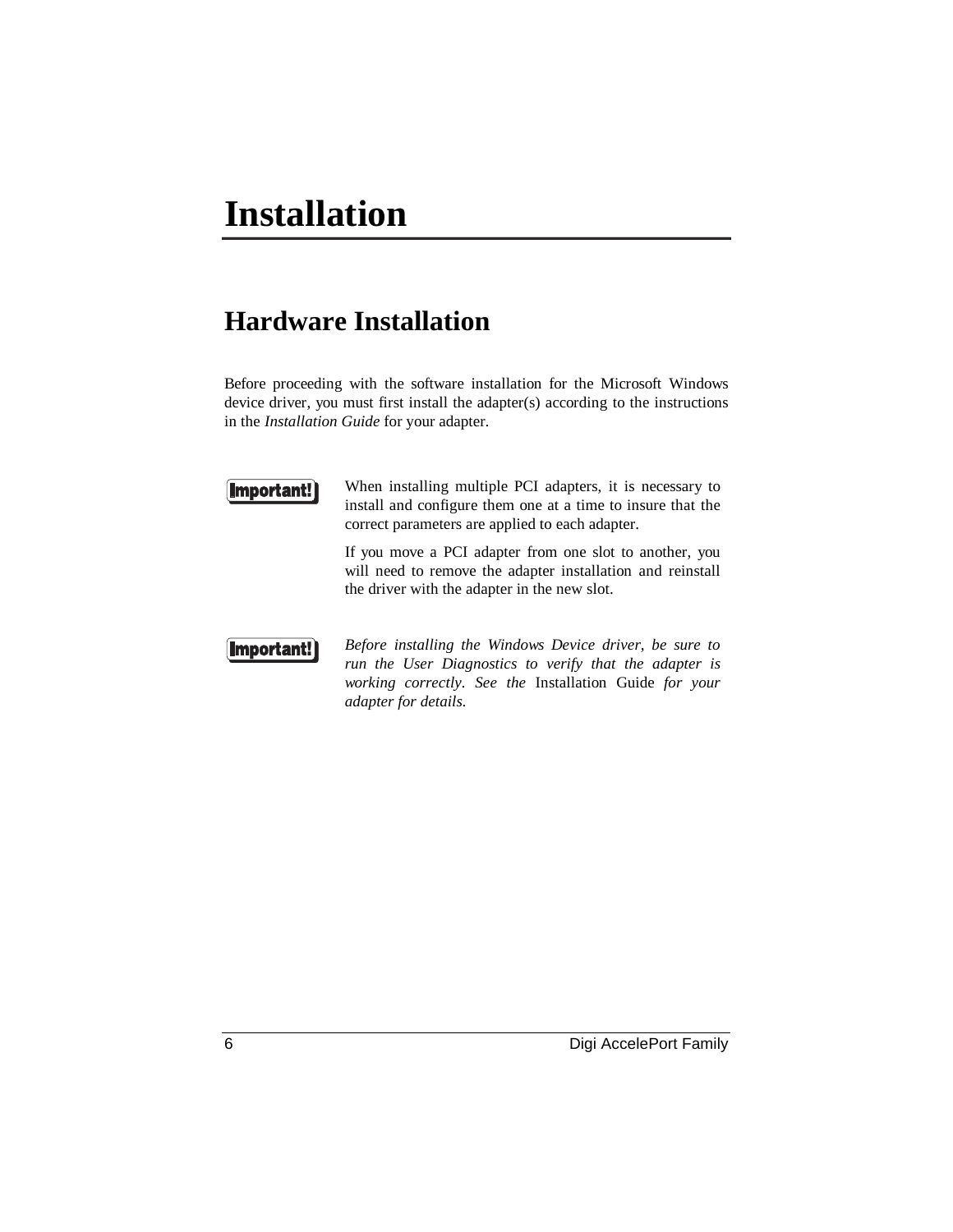# Installation

## Hardware Installation

Before proceeding with the software installation for the Microsoft Windows device driver, you must first install the adapter(s) according to the instructions in the *Installation Guide* for your adapter.

**Important!** When installing multiple PCI adapters, it is necessary to install and configure them one at a time to insure that the correct parameters are applied to each adapter.

If you move a PCI adapter from one slot to another, you will need to remove the adapter installation and reinstall the driver with the adapter in the new slot.

**Important!** *Before installing the Windows Device driver, be sure to run the User Diagnostics to verify that the adapter is working correctly. See the* Installation Guide *for your adapter for details.*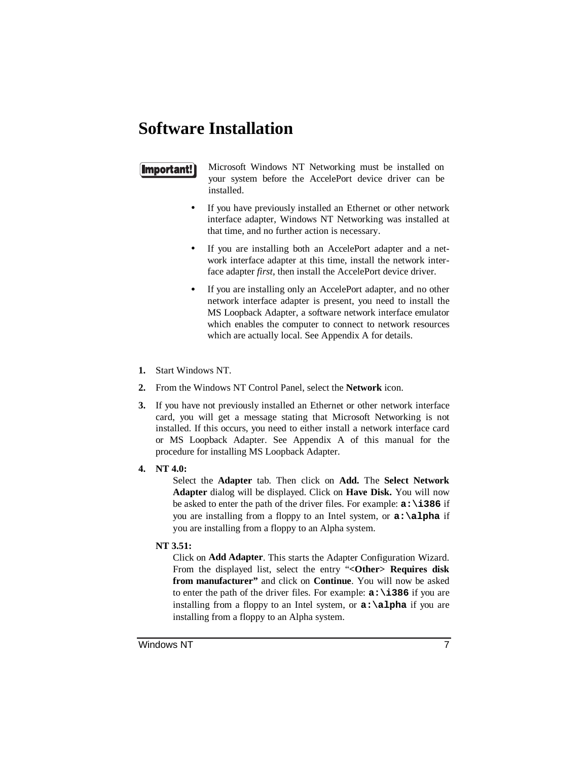# Software Installation

**Important!** Microsoft Windows NT Networking must be installed on your system before the AccelePort device driver can be installed.

- If you have previously installed an Ethernet or other network interface adapter, Windows NT Networking was installed at that time, and no further action is necessary.
- If you are installing both an AccelePort adapter and a network interface adapter at this time, install the network interface adapter *first*, then install the AccelePort device driver.
- If you are installing only an AccelePort adapter, and no other network interface adapter is present, you need to install the MS Loopback Adapter, a software network interface emulator which enables the computer to connect to network resources which are actually local. See Appendix A for details.

1. Start Windows NT.
2. From the Windows NT Control Panel, select the **Network** icon.
3. If you have not previously installed an Ethernet or other network interface card, you will get a message stating that Microsoft Networking is not installed. If this occurs, you need to either install a network interface card or MS Loopback Adapter. See Appendix A of this manual for the procedure for installing MS Loopback Adapter.
4. **NT 4.0:**

   Select the **Adapter** tab. Then click on **Add.** The **Select Network Adapter** dialog will be displayed. Click on **Have Disk.** You will now be asked to enter the path of the driver files. For example: **`a:\i386`** if you are installing from a floppy to an Intel system, or **`a:\alpha`** if you are installing from a floppy to an Alpha system.

   **NT 3.51:**

   Click on **Add Adapter**. This starts the Adapter Configuration Wizard. From the displayed list, select the entry "**<Other> Requires disk from manufacturer"** and click on **Continue**. You will now be asked to enter the path of the driver files. For example: **`a:\i386`** if you are installing from a floppy to an Intel system, or **`a:\alpha`** if you are installing from a floppy to an Alpha system.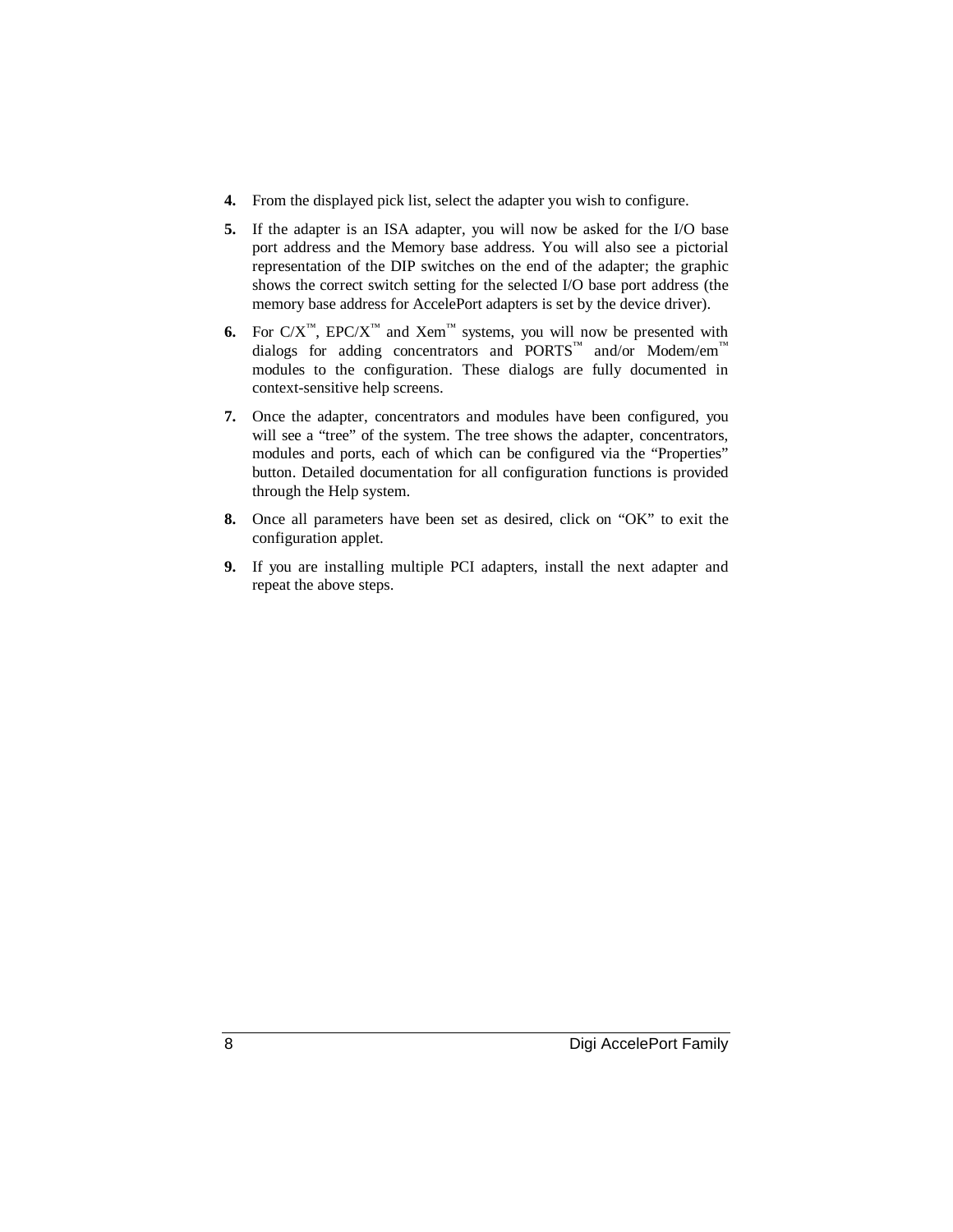4. From the displayed pick list, select the adapter you wish to configure.

5. If the adapter is an ISA adapter, you will now be asked for the I/O base port address and the Memory base address. You will also see a pictorial representation of the DIP switches on the end of the adapter; the graphic shows the correct switch setting for the selected I/O base port address (the memory base address for AccelePort adapters is set by the device driver).

6. For C/X™, EPC/X™ and Xem™ systems, you will now be presented with dialogs for adding concentrators and PORTS™ and/or Modem/em™ modules to the configuration. These dialogs are fully documented in context-sensitive help screens.

7. Once the adapter, concentrators and modules have been configured, you will see a "tree" of the system. The tree shows the adapter, concentrators, modules and ports, each of which can be configured via the "Properties" button. Detailed documentation for all configuration functions is provided through the Help system.

8. Once all parameters have been set as desired, click on "OK" to exit the configuration applet.

9. If you are installing multiple PCI adapters, install the next adapter and repeat the above steps.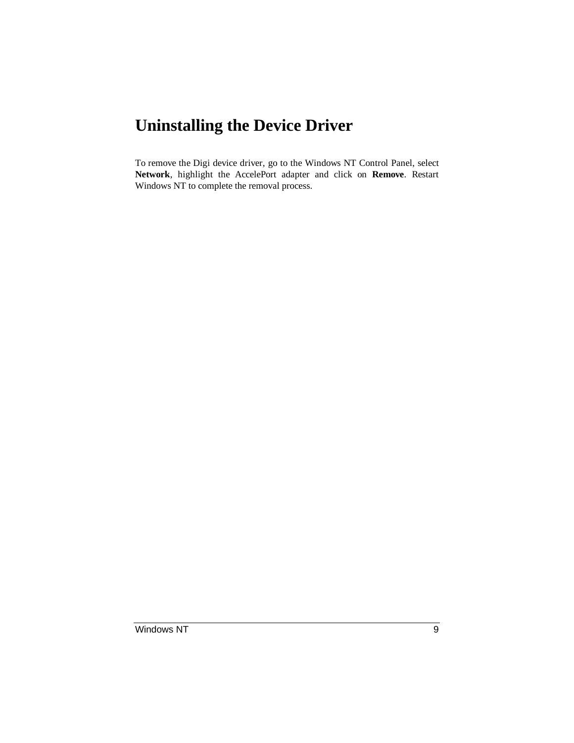# Uninstalling the Device Driver

To remove the Digi device driver, go to the Windows NT Control Panel, select **Network**, highlight the AccelePort adapter and click on **Remove**. Restart Windows NT to complete the removal process.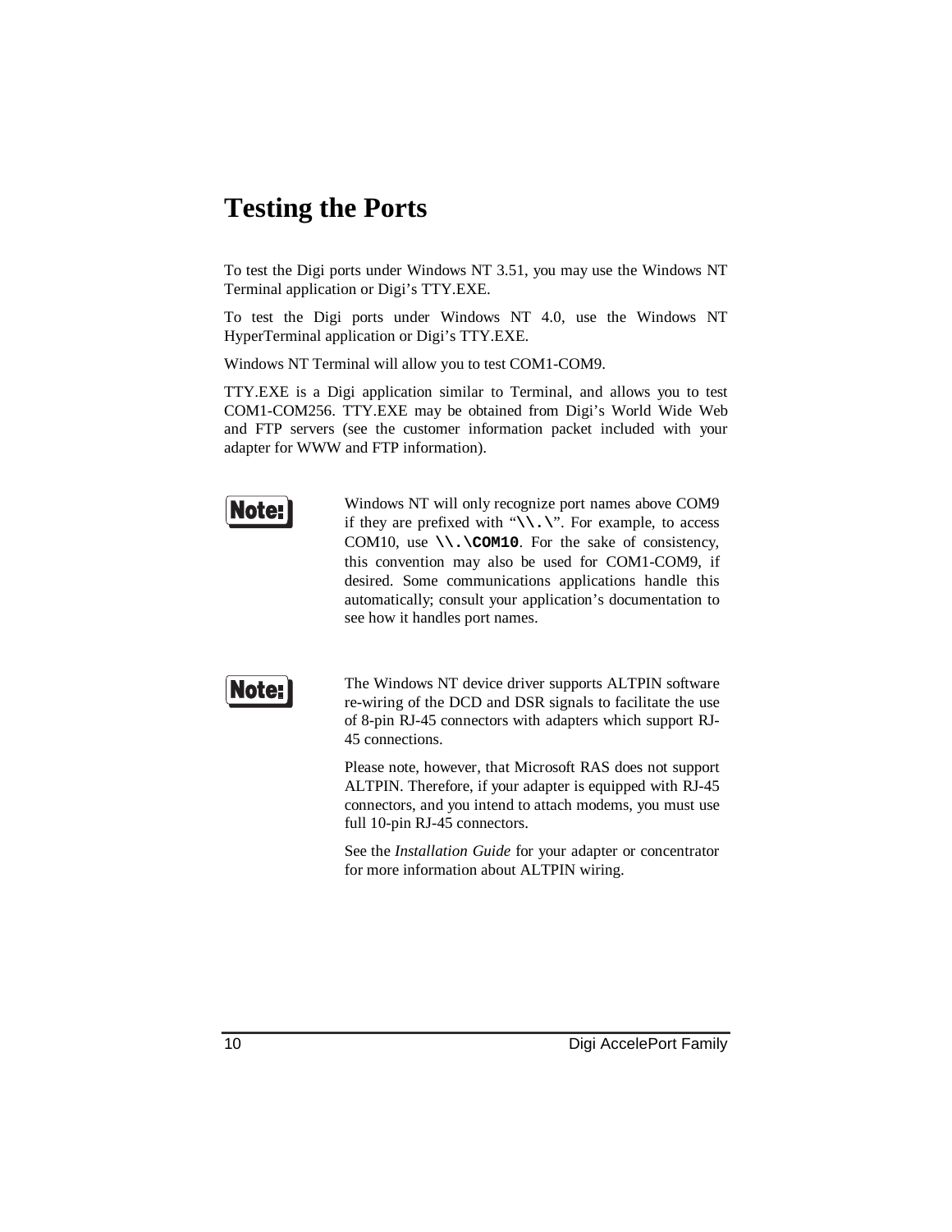# Testing the Ports

To test the Digi ports under Windows NT 3.51, you may use the Windows NT Terminal application or Digi's TTY.EXE.

To test the Digi ports under Windows NT 4.0, use the Windows NT HyperTerminal application or Digi's TTY.EXE.

Windows NT Terminal will allow you to test COM1-COM9.

TTY.EXE is a Digi application similar to Terminal, and allows you to test COM1-COM256. TTY.EXE may be obtained from Digi's World Wide Web and FTP servers (see the customer information packet included with your adapter for WWW and FTP information).

**Note:** Windows NT will only recognize port names above COM9 if they are prefixed with "**\\.\**". For example, to access COM10, use **\\.\COM10**. For the sake of consistency, this convention may also be used for COM1-COM9, if desired. Some communications applications handle this automatically; consult your application's documentation to see how it handles port names.

**Note:** The Windows NT device driver supports ALTPIN software re-wiring of the DCD and DSR signals to facilitate the use of 8-pin RJ-45 connectors with adapters which support RJ-45 connections.

Please note, however, that Microsoft RAS does not support ALTPIN. Therefore, if your adapter is equipped with RJ-45 connectors, and you intend to attach modems, you must use full 10-pin RJ-45 connectors.

See the *Installation Guide* for your adapter or concentrator for more information about ALTPIN wiring.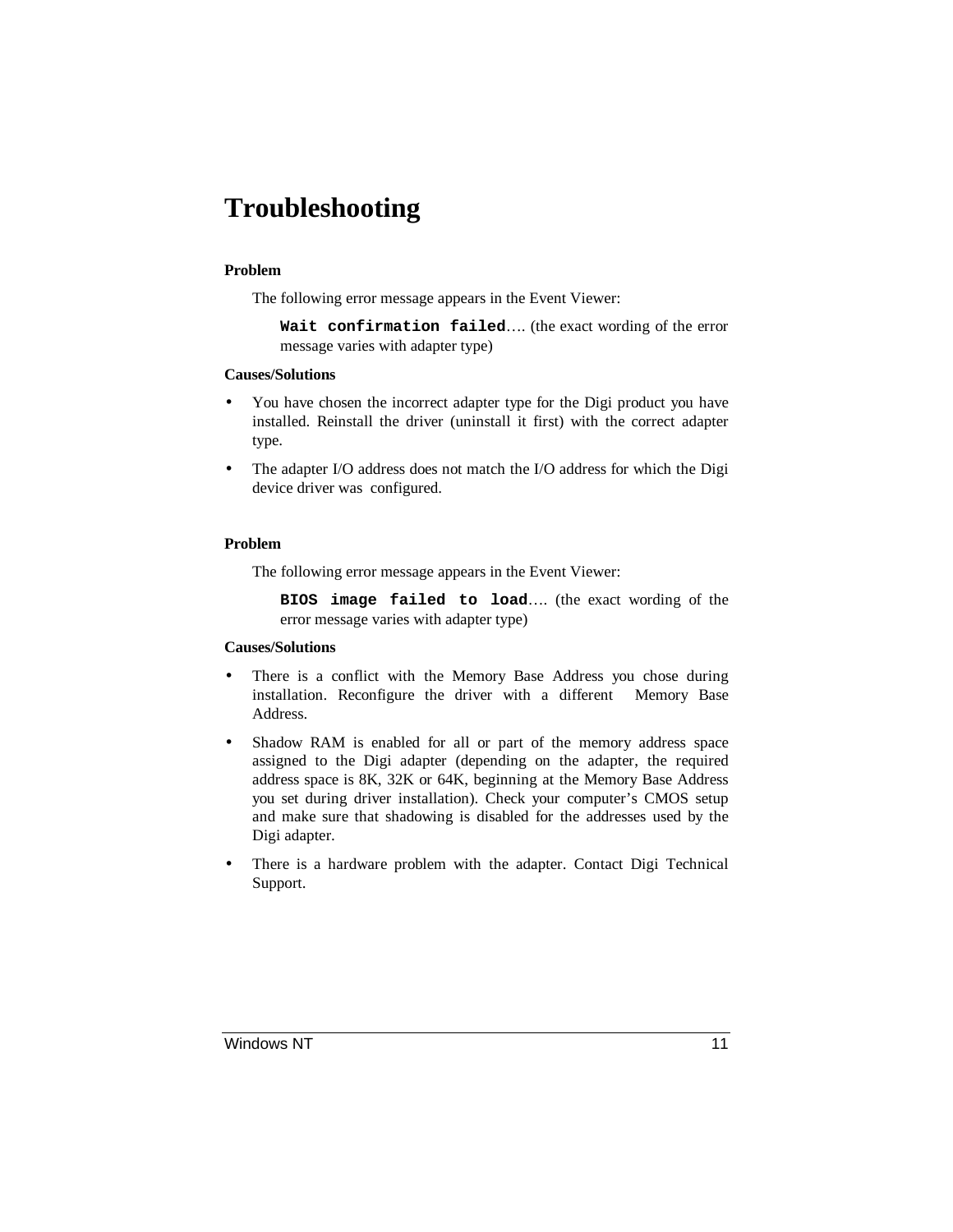# Troubleshooting

**Problem**

The following error message appears in the Event Viewer:

> **`Wait confirmation failed`**…. (the exact wording of the error message varies with adapter type)

**Causes/Solutions**

- You have chosen the incorrect adapter type for the Digi product you have installed. Reinstall the driver (uninstall it first) with the correct adapter type.
- The adapter I/O address does not match the I/O address for which the Digi device driver was configured.

**Problem**

The following error message appears in the Event Viewer:

> **`BIOS image failed to load`**…. (the exact wording of the error message varies with adapter type)

**Causes/Solutions**

- There is a conflict with the Memory Base Address you chose during installation. Reconfigure the driver with a different Memory Base Address.
- Shadow RAM is enabled for all or part of the memory address space assigned to the Digi adapter (depending on the adapter, the required address space is 8K, 32K or 64K, beginning at the Memory Base Address you set during driver installation). Check your computer's CMOS setup and make sure that shadowing is disabled for the addresses used by the Digi adapter.
- There is a hardware problem with the adapter. Contact Digi Technical Support.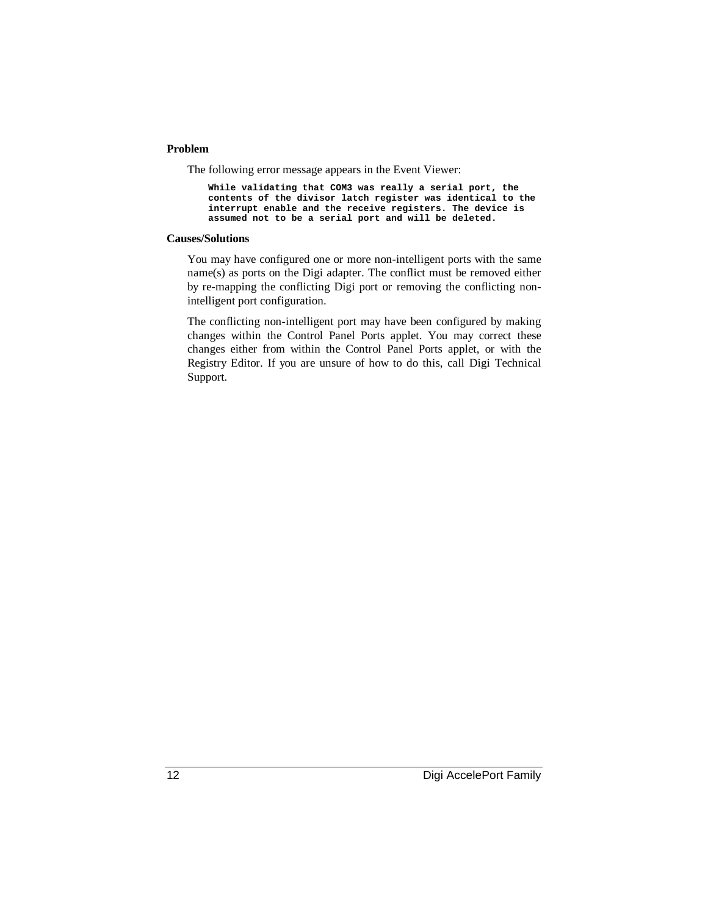**Problem**

The following error message appears in the Event Viewer:

```
While validating that COM3 was really a serial port, the
contents of the divisor latch register was identical to the
interrupt enable and the receive registers. The device is
assumed not to be a serial port and will be deleted.
```

**Causes/Solutions**

You may have configured one or more non-intelligent ports with the same name(s) as ports on the Digi adapter. The conflict must be removed either by re-mapping the conflicting Digi port or removing the conflicting non-intelligent port configuration.

The conflicting non-intelligent port may have been configured by making changes within the Control Panel Ports applet. You may correct these changes either from within the Control Panel Ports applet, or with the Registry Editor. If you are unsure of how to do this, call Digi Technical Support.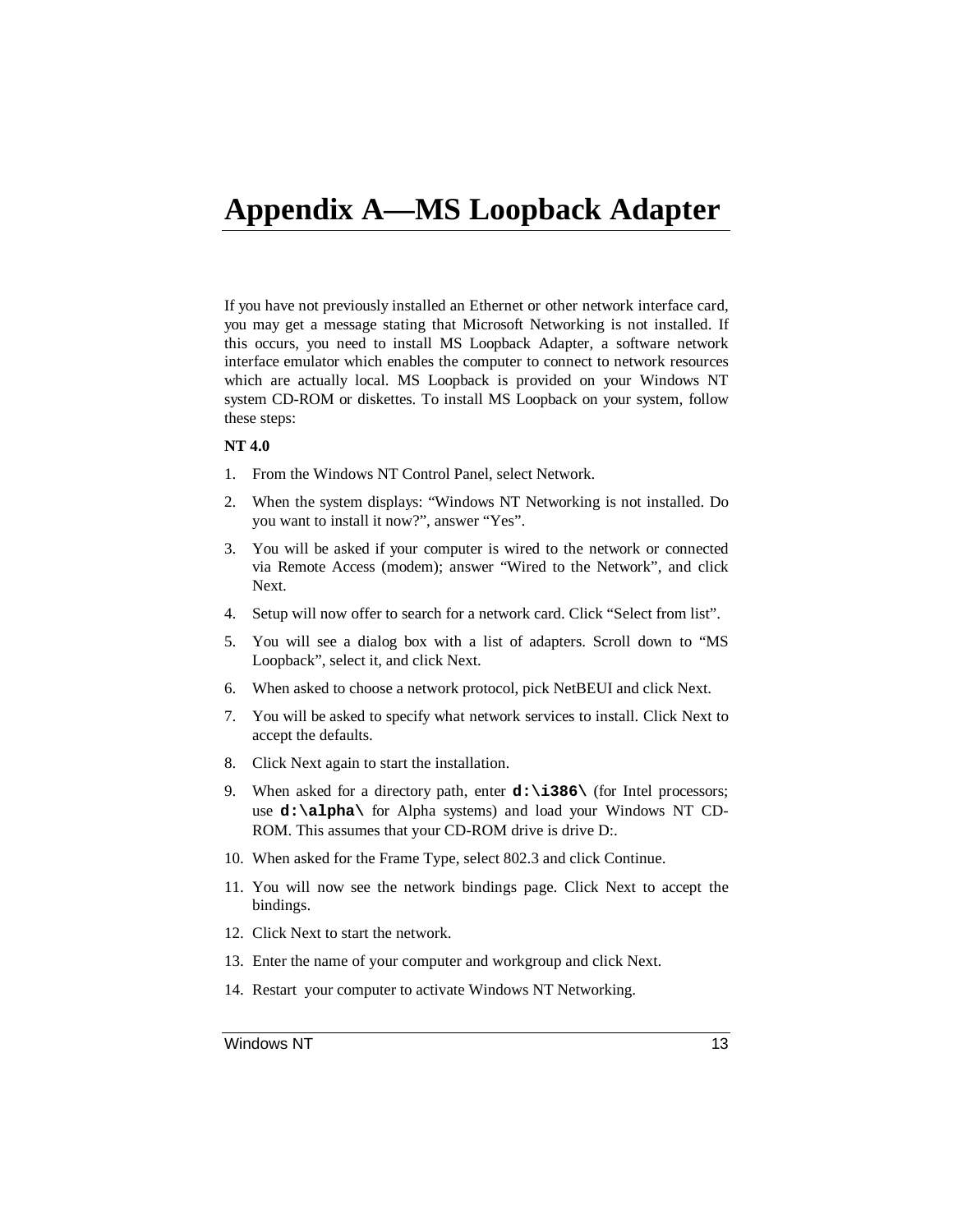# Appendix A—MS Loopback Adapter

If you have not previously installed an Ethernet or other network interface card, you may get a message stating that Microsoft Networking is not installed. If this occurs, you need to install MS Loopback Adapter, a software network interface emulator which enables the computer to connect to network resources which are actually local. MS Loopback is provided on your Windows NT system CD-ROM or diskettes. To install MS Loopback on your system, follow these steps:

**NT 4.0**

1. From the Windows NT Control Panel, select Network.
2. When the system displays: "Windows NT Networking is not installed. Do you want to install it now?", answer "Yes".
3. You will be asked if your computer is wired to the network or connected via Remote Access (modem); answer "Wired to the Network", and click Next.
4. Setup will now offer to search for a network card. Click "Select from list".
5. You will see a dialog box with a list of adapters. Scroll down to "MS Loopback", select it, and click Next.
6. When asked to choose a network protocol, pick NetBEUI and click Next.
7. You will be asked to specify what network services to install. Click Next to accept the defaults.
8. Click Next again to start the installation.
9. When asked for a directory path, enter **`d:\i386\`** (for Intel processors; use **`d:\alpha\`** for Alpha systems) and load your Windows NT CD-ROM. This assumes that your CD-ROM drive is drive D:.
10. When asked for the Frame Type, select 802.3 and click Continue.
11. You will now see the network bindings page. Click Next to accept the bindings.
12. Click Next to start the network.
13. Enter the name of your computer and workgroup and click Next.
14. Restart your computer to activate Windows NT Networking.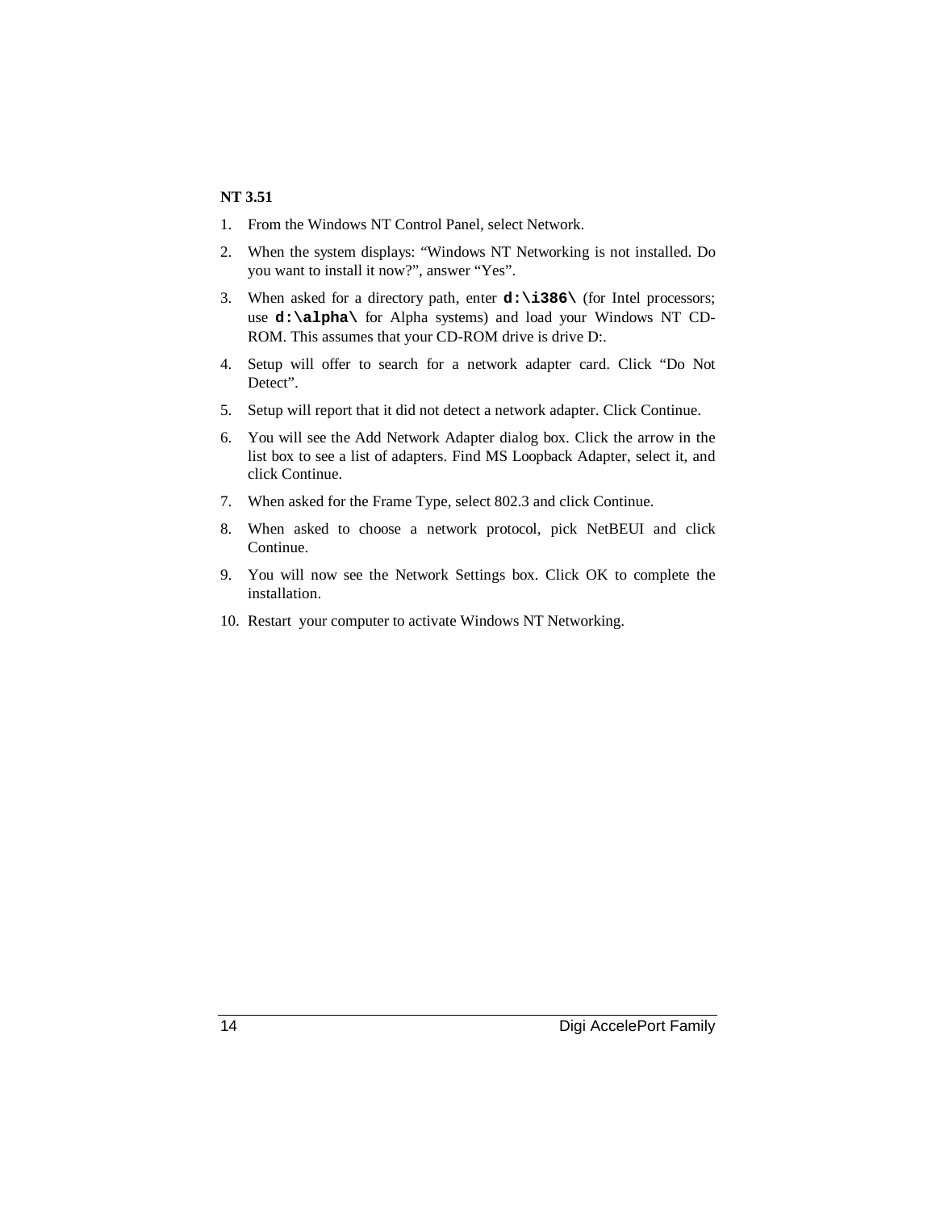**NT 3.51**

1. From the Windows NT Control Panel, select Network.
2. When the system displays: “Windows NT Networking is not installed. Do you want to install it now?”, answer “Yes”.
3. When asked for a directory path, enter **`d:\i386\`** (for Intel processors; use **`d:\alpha\`** for Alpha systems) and load your Windows NT CD-ROM. This assumes that your CD-ROM drive is drive D:.
4. Setup will offer to search for a network adapter card. Click “Do Not Detect”.
5. Setup will report that it did not detect a network adapter. Click Continue.
6. You will see the Add Network Adapter dialog box. Click the arrow in the list box to see a list of adapters. Find MS Loopback Adapter, select it, and click Continue.
7. When asked for the Frame Type, select 802.3 and click Continue.
8. When asked to choose a network protocol, pick NetBEUI and click Continue.
9. You will now see the Network Settings box. Click OK to complete the installation.
10. Restart your computer to activate Windows NT Networking.